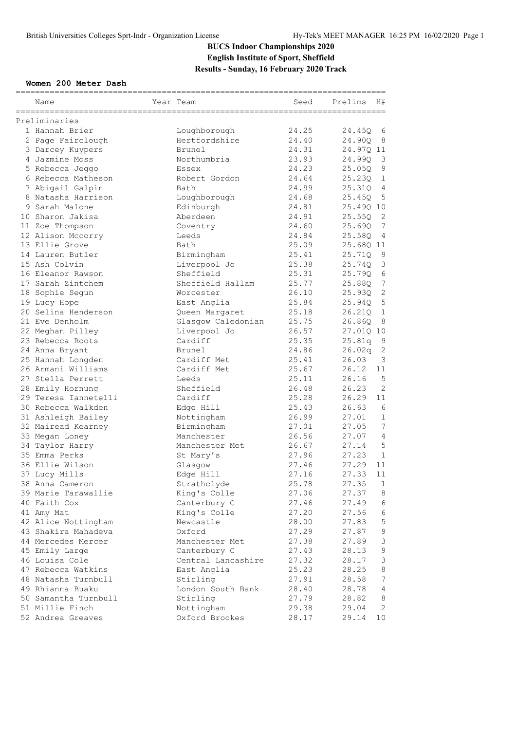# BUCS Indoor Championships 2020

## English Institute of Sport, Sheffield

## Results - Sunday, 16 February 2020 Track

### Women 200 Meter Dash

| | Name | Year | Team | Seed | Prelims | H# |
|---|---|---|---|---|---|---|
| **Preliminaries** | | | | | | |
| 1 | Hannah Brier | | Loughborough | 24.25 | 24.45Q | 6 |
| 2 | Page Fairclough | | Hertfordshire | 24.40 | 24.90Q | 8 |
| 3 | Darcey Kuypers | | Brunel | 24.31 | 24.97Q | 11 |
| 4 | Jazmine Moss | | Northumbria | 23.93 | 24.99Q | 3 |
| 5 | Rebecca Jeggo | | Essex | 24.23 | 25.05Q | 9 |
| 6 | Rebecca Matheson | | Robert Gordon | 24.64 | 25.23Q | 1 |
| 7 | Abigail Galpin | | Bath | 24.99 | 25.31Q | 4 |
| 8 | Natasha Harrison | | Loughborough | 24.68 | 25.45Q | 5 |
| 9 | Sarah Malone | | Edinburgh | 24.81 | 25.49Q | 10 |
| 10 | Sharon Jakisa | | Aberdeen | 24.91 | 25.55Q | 2 |
| 11 | Zoe Thompson | | Coventry | 24.60 | 25.69Q | 7 |
| 12 | Alison Mccorry | | Leeds | 24.84 | 25.58Q | 4 |
| 13 | Ellie Grove | | Bath | 25.09 | 25.68Q | 11 |
| 14 | Lauren Butler | | Birmingham | 25.41 | 25.71Q | 9 |
| 15 | Ash Colvin | | Liverpool Jo | 25.38 | 25.74Q | 3 |
| 16 | Eleanor Rawson | | Sheffield | 25.31 | 25.79Q | 6 |
| 17 | Sarah Zintchem | | Sheffield Hallam | 25.77 | 25.88Q | 7 |
| 18 | Sophie Segun | | Worcester | 26.10 | 25.93Q | 2 |
| 19 | Lucy Hope | | East Anglia | 25.84 | 25.94Q | 5 |
| 20 | Selina Henderson | | Queen Margaret | 25.18 | 26.21Q | 1 |
| 21 | Eve Denholm | | Glasgow Caledonian | 25.75 | 26.86Q | 8 |
| 22 | Meghan Pilley | | Liverpool Jo | 26.57 | 27.01Q | 10 |
| 23 | Rebecca Roots | | Cardiff | 25.35 | 25.81q | 9 |
| 24 | Anna Bryant | | Brunel | 24.86 | 26.02q | 2 |
| 25 | Hannah Longden | | Cardiff Met | 25.41 | 26.03 | 3 |
| 26 | Armani Williams | | Cardiff Met | 25.67 | 26.12 | 11 |
| 27 | Stella Perrett | | Leeds | 25.11 | 26.16 | 5 |
| 28 | Emily Hornung | | Sheffield | 26.48 | 26.23 | 2 |
| 29 | Teresa Iannetelli | | Cardiff | 25.28 | 26.29 | 11 |
| 30 | Rebecca Walkden | | Edge Hill | 25.43 | 26.63 | 6 |
| 31 | Ashleigh Bailey | | Nottingham | 26.99 | 27.01 | 1 |
| 32 | Mairead Kearney | | Birmingham | 27.01 | 27.05 | 7 |
| 33 | Megan Loney | | Manchester | 26.56 | 27.07 | 4 |
| 34 | Taylor Harry | | Manchester Met | 26.67 | 27.14 | 5 |
| 35 | Emma Perks | | St Mary's | 27.96 | 27.23 | 1 |
| 36 | Ellie Wilson | | Glasgow | 27.46 | 27.29 | 11 |
| 37 | Lucy Mills | | Edge Hill | 27.16 | 27.33 | 11 |
| 38 | Anna Cameron | | Strathclyde | 25.78 | 27.35 | 1 |
| 39 | Marie Tarawallie | | King's Colle | 27.06 | 27.37 | 8 |
| 40 | Faith Cox | | Canterbury C | 27.46 | 27.49 | 6 |
| 41 | Amy Mat | | King's Colle | 27.20 | 27.56 | 6 |
| 42 | Alice Nottingham | | Newcastle | 28.00 | 27.83 | 5 |
| 43 | Shakira Mahadeva | | Oxford | 27.29 | 27.87 | 9 |
| 44 | Mercedes Mercer | | Manchester Met | 27.38 | 27.89 | 3 |
| 45 | Emily Large | | Canterbury C | 27.43 | 28.13 | 9 |
| 46 | Louisa Cole | | Central Lancashire | 27.32 | 28.17 | 3 |
| 47 | Rebecca Watkins | | East Anglia | 25.23 | 28.25 | 8 |
| 48 | Natasha Turnbull | | Stirling | 27.91 | 28.58 | 7 |
| 49 | Rhianna Buaku | | London South Bank | 28.40 | 28.78 | 4 |
| 50 | Samantha Turnbull | | Stirling | 27.79 | 28.82 | 8 |
| 51 | Millie Finch | | Nottingham | 29.38 | 29.04 | 2 |
| 52 | Andrea Greaves | | Oxford Brookes | 28.17 | 29.14 | 10 |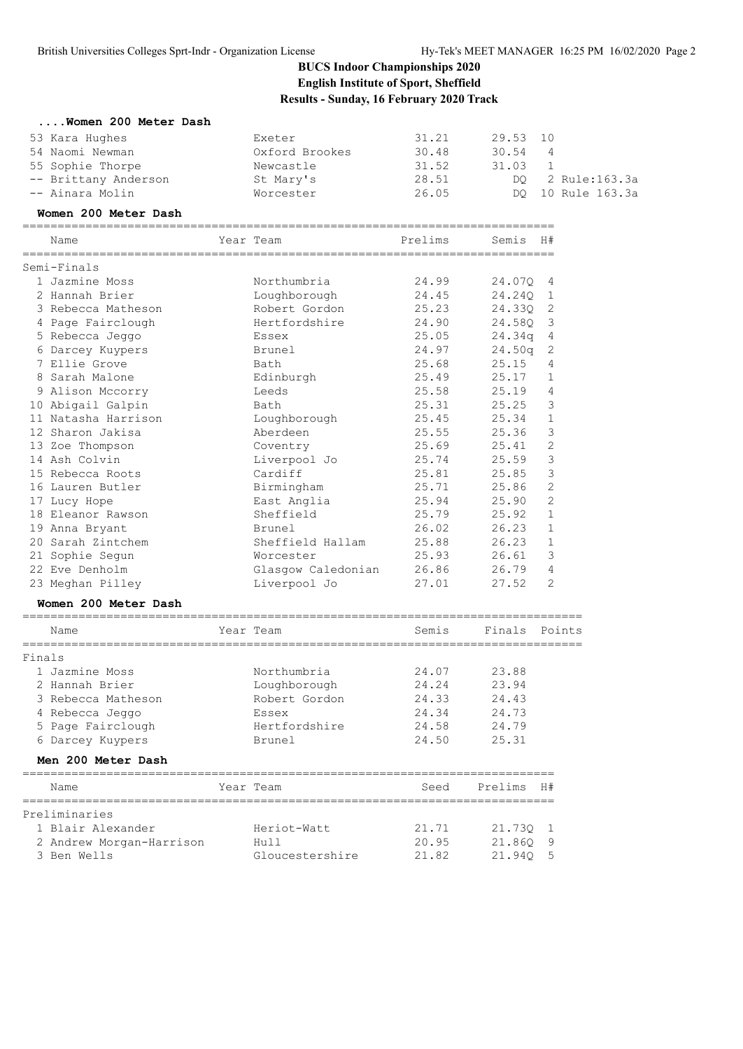### ....Women 200 Meter Dash

| Name | Year Team | Prelims | Semis | H# | |
|---|---|---|---|---|---|
| 53 Kara Hughes | Exeter | 31.21 | 29.53 | 10 | |
| 54 Naomi Newman | Oxford Brookes | 30.48 | 30.54 | 4 | |
| 55 Sophie Thorpe | Newcastle | 31.52 | 31.03 | 1 | |
| -- Brittany Anderson | St Mary's | 28.51 | DQ | 2 | Rule:163.3a |
| -- Ainara Molin | Worcester | 26.05 | DQ | 10 | Rule 163.3a |

### Women 200 Meter Dash

| Name | Year Team | Prelims | Semis | H# |
|---|---|---|---|---|
| **Semi-Finals** | | | | |
| 1 Jazmine Moss | Northumbria | 24.99 | 24.07Q | 4 |
| 2 Hannah Brier | Loughborough | 24.45 | 24.24Q | 1 |
| 3 Rebecca Matheson | Robert Gordon | 25.23 | 24.33Q | 2 |
| 4 Page Fairclough | Hertfordshire | 24.90 | 24.58Q | 3 |
| 5 Rebecca Jeggo | Essex | 25.05 | 24.34q | 4 |
| 6 Darcey Kuypers | Brunel | 24.97 | 24.50q | 2 |
| 7 Ellie Grove | Bath | 25.68 | 25.15 | 4 |
| 8 Sarah Malone | Edinburgh | 25.49 | 25.17 | 1 |
| 9 Alison Mccorry | Leeds | 25.58 | 25.19 | 4 |
| 10 Abigail Galpin | Bath | 25.31 | 25.25 | 3 |
| 11 Natasha Harrison | Loughborough | 25.45 | 25.34 | 1 |
| 12 Sharon Jakisa | Aberdeen | 25.55 | 25.36 | 3 |
| 13 Zoe Thompson | Coventry | 25.69 | 25.41 | 2 |
| 14 Ash Colvin | Liverpool Jo | 25.74 | 25.59 | 3 |
| 15 Rebecca Roots | Cardiff | 25.81 | 25.85 | 3 |
| 16 Lauren Butler | Birmingham | 25.71 | 25.86 | 2 |
| 17 Lucy Hope | East Anglia | 25.94 | 25.90 | 2 |
| 18 Eleanor Rawson | Sheffield | 25.79 | 25.92 | 1 |
| 19 Anna Bryant | Brunel | 26.02 | 26.23 | 1 |
| 20 Sarah Zintchem | Sheffield Hallam | 25.88 | 26.23 | 1 |
| 21 Sophie Segun | Worcester | 25.93 | 26.61 | 3 |
| 22 Eve Denholm | Glasgow Caledonian | 26.86 | 26.79 | 4 |
| 23 Meghan Pilley | Liverpool Jo | 27.01 | 27.52 | 2 |

### Women 200 Meter Dash

| Name | Year Team | Semis | Finals | Points |
|---|---|---|---|---|
| **Finals** | | | | |
| 1 Jazmine Moss | Northumbria | 24.07 | 23.88 | |
| 2 Hannah Brier | Loughborough | 24.24 | 23.94 | |
| 3 Rebecca Matheson | Robert Gordon | 24.33 | 24.43 | |
| 4 Rebecca Jeggo | Essex | 24.34 | 24.73 | |
| 5 Page Fairclough | Hertfordshire | 24.58 | 24.79 | |
| 6 Darcey Kuypers | Brunel | 24.50 | 25.31 | |

### Men 200 Meter Dash

| Name | Year Team | Seed | Prelims | H# |
|---|---|---|---|---|
| **Preliminaries** | | | | |
| 1 Blair Alexander | Heriot-Watt | 21.71 | 21.73Q | 1 |
| 2 Andrew Morgan-Harrison | Hull | 20.95 | 21.86Q | 9 |
| 3 Ben Wells | Gloucestershire | 21.82 | 21.94Q | 5 |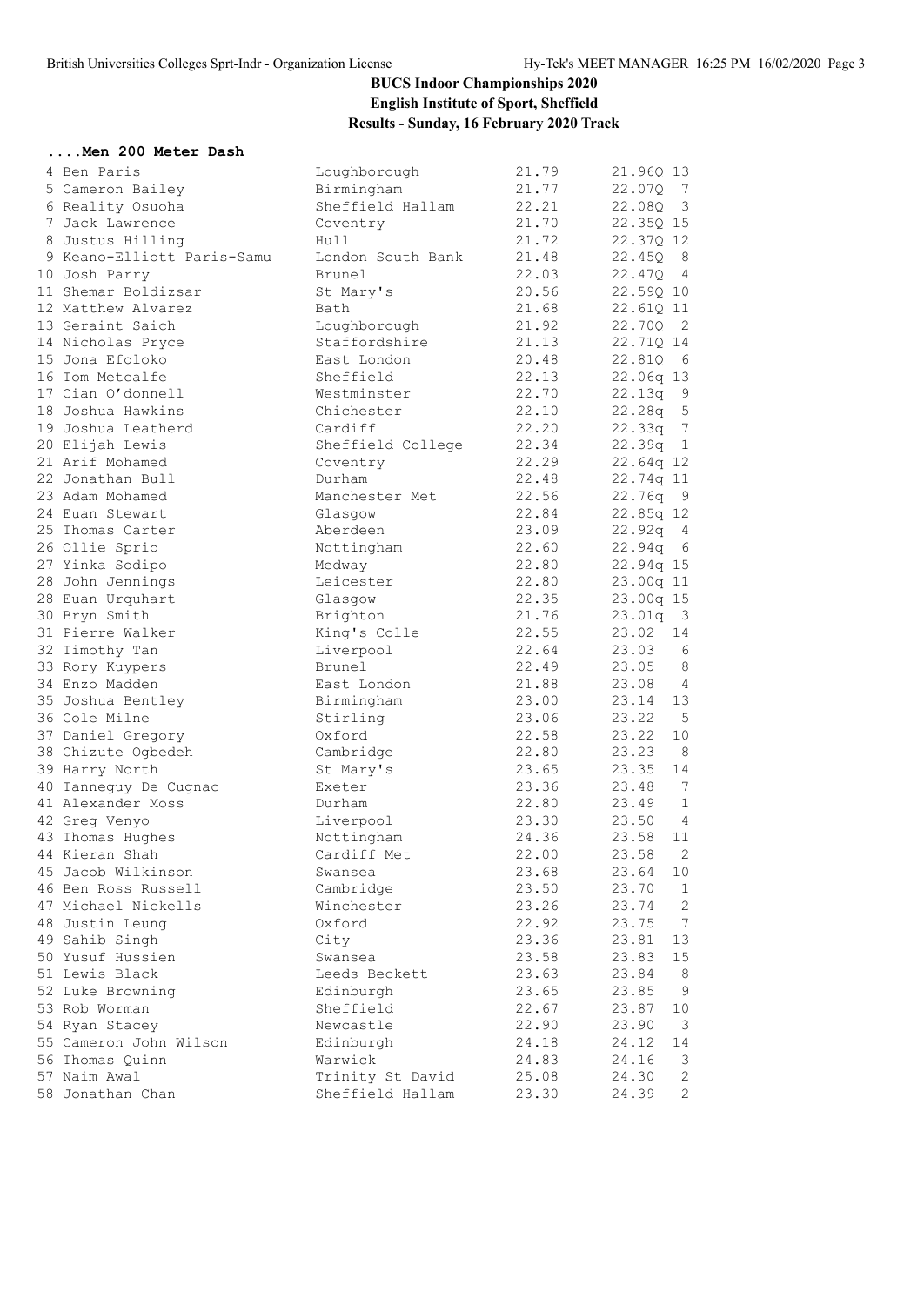# BUCS Indoor Championships 2020

## English Institute of Sport, Sheffield

### Results - Sunday, 16 February 2020 Track

**....Men 200 Meter Dash**

| Place | Name | University | Seed | Time | Heat |
|---|---|---|---|---|---|
| 4 | Ben Paris | Loughborough | 21.79 | 21.96Q | 13 |
| 5 | Cameron Bailey | Birmingham | 21.77 | 22.07Q | 7 |
| 6 | Reality Osuoha | Sheffield Hallam | 22.21 | 22.08Q | 3 |
| 7 | Jack Lawrence | Coventry | 21.70 | 22.35Q | 15 |
| 8 | Justus Hilling | Hull | 21.72 | 22.37Q | 12 |
| 9 | Keano-Elliott Paris-Samu | London South Bank | 21.48 | 22.45Q | 8 |
| 10 | Josh Parry | Brunel | 22.03 | 22.47Q | 4 |
| 11 | Shemar Boldizsar | St Mary's | 20.56 | 22.59Q | 10 |
| 12 | Matthew Alvarez | Bath | 21.68 | 22.61Q | 11 |
| 13 | Geraint Saich | Loughborough | 21.92 | 22.70Q | 2 |
| 14 | Nicholas Pryce | Staffordshire | 21.13 | 22.71Q | 14 |
| 15 | Jona Efoloko | East London | 20.48 | 22.81Q | 6 |
| 16 | Tom Metcalfe | Sheffield | 22.13 | 22.06q | 13 |
| 17 | Cian O'donnell | Westminster | 22.70 | 22.13q | 9 |
| 18 | Joshua Hawkins | Chichester | 22.10 | 22.28q | 5 |
| 19 | Joshua Leatherd | Cardiff | 22.20 | 22.33q | 7 |
| 20 | Elijah Lewis | Sheffield College | 22.34 | 22.39q | 1 |
| 21 | Arif Mohamed | Coventry | 22.29 | 22.64q | 12 |
| 22 | Jonathan Bull | Durham | 22.48 | 22.74q | 11 |
| 23 | Adam Mohamed | Manchester Met | 22.56 | 22.76q | 9 |
| 24 | Euan Stewart | Glasgow | 22.84 | 22.85q | 12 |
| 25 | Thomas Carter | Aberdeen | 23.09 | 22.92q | 4 |
| 26 | Ollie Sprio | Nottingham | 22.60 | 22.94q | 6 |
| 27 | Yinka Sodipo | Medway | 22.80 | 22.94q | 15 |
| 28 | John Jennings | Leicester | 22.80 | 23.00q | 11 |
| 28 | Euan Urquhart | Glasgow | 22.35 | 23.00q | 15 |
| 30 | Bryn Smith | Brighton | 21.76 | 23.01q | 3 |
| 31 | Pierre Walker | King's Colle | 22.55 | 23.02 | 14 |
| 32 | Timothy Tan | Liverpool | 22.64 | 23.03 | 6 |
| 33 | Rory Kuypers | Brunel | 22.49 | 23.05 | 8 |
| 34 | Enzo Madden | East London | 21.88 | 23.08 | 4 |
| 35 | Joshua Bentley | Birmingham | 23.00 | 23.14 | 13 |
| 36 | Cole Milne | Stirling | 23.06 | 23.22 | 5 |
| 37 | Daniel Gregory | Oxford | 22.58 | 23.22 | 10 |
| 38 | Chizute Ogbedeh | Cambridge | 22.80 | 23.23 | 8 |
| 39 | Harry North | St Mary's | 23.65 | 23.35 | 14 |
| 40 | Tanneguy De Cugnac | Exeter | 23.36 | 23.48 | 7 |
| 41 | Alexander Moss | Durham | 22.80 | 23.49 | 1 |
| 42 | Greg Venyo | Liverpool | 23.30 | 23.50 | 4 |
| 43 | Thomas Hughes | Nottingham | 24.36 | 23.58 | 11 |
| 44 | Kieran Shah | Cardiff Met | 22.00 | 23.58 | 2 |
| 45 | Jacob Wilkinson | Swansea | 23.68 | 23.64 | 10 |
| 46 | Ben Ross Russell | Cambridge | 23.50 | 23.70 | 1 |
| 47 | Michael Nickells | Winchester | 23.26 | 23.74 | 2 |
| 48 | Justin Leung | Oxford | 22.92 | 23.75 | 7 |
| 49 | Sahib Singh | City | 23.36 | 23.81 | 13 |
| 50 | Yusuf Hussien | Swansea | 23.58 | 23.83 | 15 |
| 51 | Lewis Black | Leeds Beckett | 23.63 | 23.84 | 8 |
| 52 | Luke Browning | Edinburgh | 23.65 | 23.85 | 9 |
| 53 | Rob Worman | Sheffield | 22.67 | 23.87 | 10 |
| 54 | Ryan Stacey | Newcastle | 22.90 | 23.90 | 3 |
| 55 | Cameron John Wilson | Edinburgh | 24.18 | 24.12 | 14 |
| 56 | Thomas Quinn | Warwick | 24.83 | 24.16 | 3 |
| 57 | Naim Awal | Trinity St David | 25.08 | 24.30 | 2 |
| 58 | Jonathan Chan | Sheffield Hallam | 23.30 | 24.39 | 2 |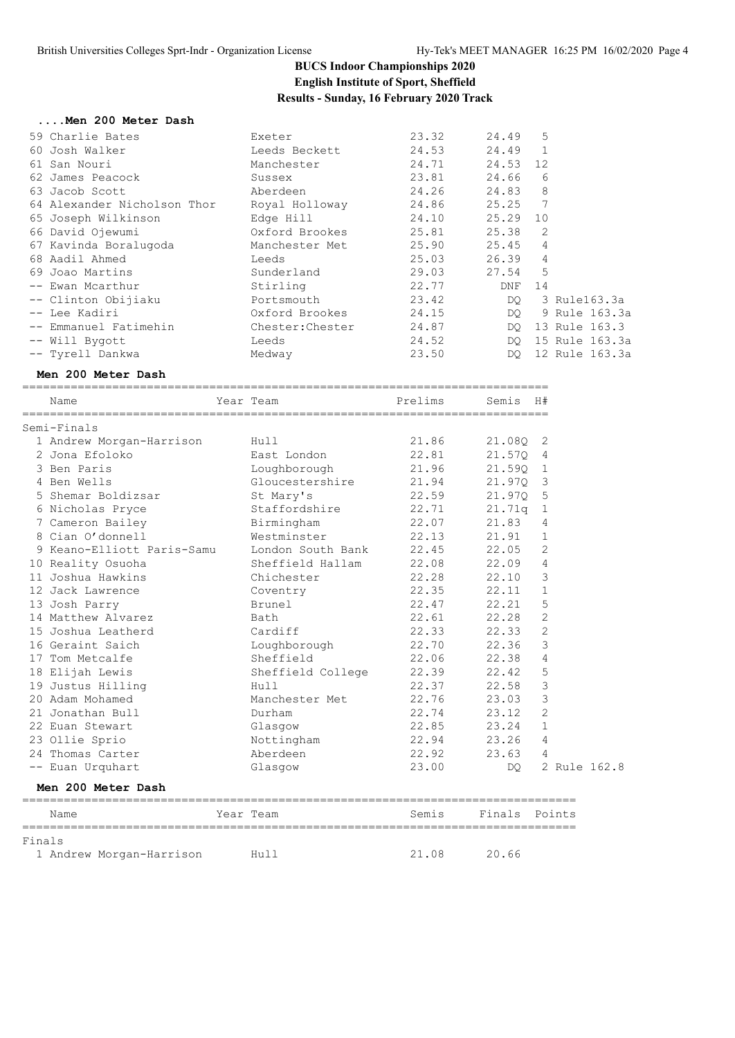# BUCS Indoor Championships 2020

**English Institute of Sport, Sheffield**

**Results - Sunday, 16 February 2020 Track**

### ....Men 200 Meter Dash

| Place | Name | Team | Prelims | Semis | H# | |
|---|---|---|---|---|---|---|
| 59 | Charlie Bates | Exeter | 23.32 | 24.49 | 5 | |
| 60 | Josh Walker | Leeds Beckett | 24.53 | 24.49 | 1 | |
| 61 | San Nouri | Manchester | 24.71 | 24.53 | 12 | |
| 62 | James Peacock | Sussex | 23.81 | 24.66 | 6 | |
| 63 | Jacob Scott | Aberdeen | 24.26 | 24.83 | 8 | |
| 64 | Alexander Nicholson Thor | Royal Holloway | 24.86 | 25.25 | 7 | |
| 65 | Joseph Wilkinson | Edge Hill | 24.10 | 25.29 | 10 | |
| 66 | David Ojewumi | Oxford Brookes | 25.81 | 25.38 | 2 | |
| 67 | Kavinda Boralugoda | Manchester Met | 25.90 | 25.45 | 4 | |
| 68 | Aadil Ahmed | Leeds | 25.03 | 26.39 | 4 | |
| 69 | Joao Martins | Sunderland | 29.03 | 27.54 | 5 | |
| -- | Ewan Mcarthur | Stirling | 22.77 | DNF | 14 | |
| -- | Clinton Obijiaku | Portsmouth | 23.42 | DQ | 3 | Rule163.3a |
| -- | Lee Kadiri | Oxford Brookes | 24.15 | DQ | 9 | Rule 163.3a |
| -- | Emmanuel Fatimehin | Chester:Chester | 24.87 | DQ | 13 | Rule 163.3 |
| -- | Will Bygott | Leeds | 24.52 | DQ | 15 | Rule 163.3a |
| -- | Tyrell Dankwa | Medway | 23.50 | DQ | 12 | Rule 163.3a |

### Men 200 Meter Dash

| | Name | Year | Team | Prelims | Semis | H# | |
|---|---|---|---|---|---|---|---|
| **Semi-Finals** | | | | | | | |
| 1 | Andrew Morgan-Harrison | | Hull | 21.86 | 21.08Q | 2 | |
| 2 | Jona Efoloko | | East London | 22.81 | 21.57Q | 4 | |
| 3 | Ben Paris | | Loughborough | 21.96 | 21.59Q | 1 | |
| 4 | Ben Wells | | Gloucestershire | 21.94 | 21.97Q | 3 | |
| 5 | Shemar Boldizsar | | St Mary's | 22.59 | 21.97Q | 5 | |
| 6 | Nicholas Pryce | | Staffordshire | 22.71 | 21.71q | 1 | |
| 7 | Cameron Bailey | | Birmingham | 22.07 | 21.83 | 4 | |
| 8 | Cian O'donnell | | Westminster | 22.13 | 21.91 | 1 | |
| 9 | Keano-Elliott Paris-Samu | | London South Bank | 22.45 | 22.05 | 2 | |
| 10 | Reality Osuoha | | Sheffield Hallam | 22.08 | 22.09 | 4 | |
| 11 | Joshua Hawkins | | Chichester | 22.28 | 22.10 | 3 | |
| 12 | Jack Lawrence | | Coventry | 22.35 | 22.11 | 1 | |
| 13 | Josh Parry | | Brunel | 22.47 | 22.21 | 5 | |
| 14 | Matthew Alvarez | | Bath | 22.61 | 22.28 | 2 | |
| 15 | Joshua Leatherd | | Cardiff | 22.33 | 22.33 | 2 | |
| 16 | Geraint Saich | | Loughborough | 22.70 | 22.36 | 3 | |
| 17 | Tom Metcalfe | | Sheffield | 22.06 | 22.38 | 4 | |
| 18 | Elijah Lewis | | Sheffield College | 22.39 | 22.42 | 5 | |
| 19 | Justus Hilling | | Hull | 22.37 | 22.58 | 3 | |
| 20 | Adam Mohamed | | Manchester Met | 22.76 | 23.03 | 3 | |
| 21 | Jonathan Bull | | Durham | 22.74 | 23.12 | 2 | |
| 22 | Euan Stewart | | Glasgow | 22.85 | 23.24 | 1 | |
| 23 | Ollie Sprio | | Nottingham | 22.94 | 23.26 | 4 | |
| 24 | Thomas Carter | | Aberdeen | 22.92 | 23.63 | 4 | |
| -- | Euan Urquhart | | Glasgow | 23.00 | DQ | 2 | Rule 162.8 |

### Men 200 Meter Dash

| | Name | Year | Team | Semis | Finals | Points |
|---|---|---|---|---|---|---|
| **Finals** | | | | | | |
| 1 | Andrew Morgan-Harrison | | Hull | 21.08 | 20.66 | |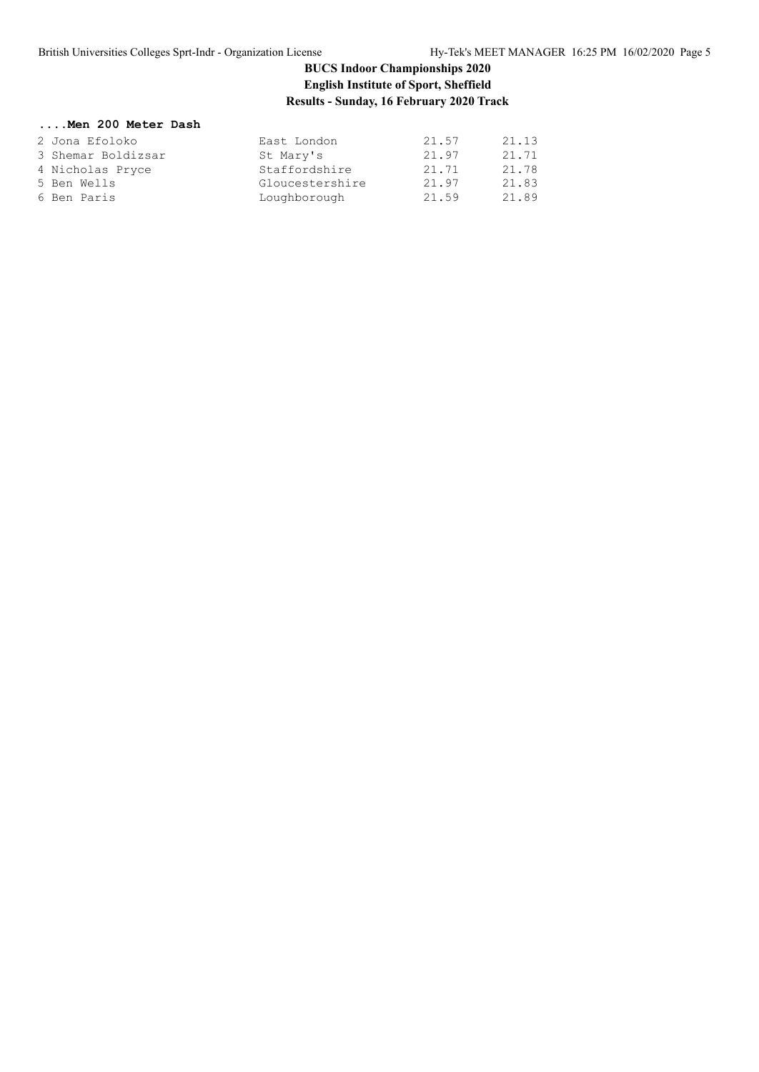# BUCS Indoor Championships 2020

## English Institute of Sport, Sheffield

## Results - Sunday, 16 February 2020 Track

### ....Men 200 Meter Dash

| | | | |
|---|---|---|---|
| 2 Jona Efoloko | East London | 21.57 | 21.13 |
| 3 Shemar Boldizsar | St Mary's | 21.97 | 21.71 |
| 4 Nicholas Pryce | Staffordshire | 21.71 | 21.78 |
| 5 Ben Wells | Gloucestershire | 21.97 | 21.83 |
| 6 Ben Paris | Loughborough | 21.59 | 21.89 |